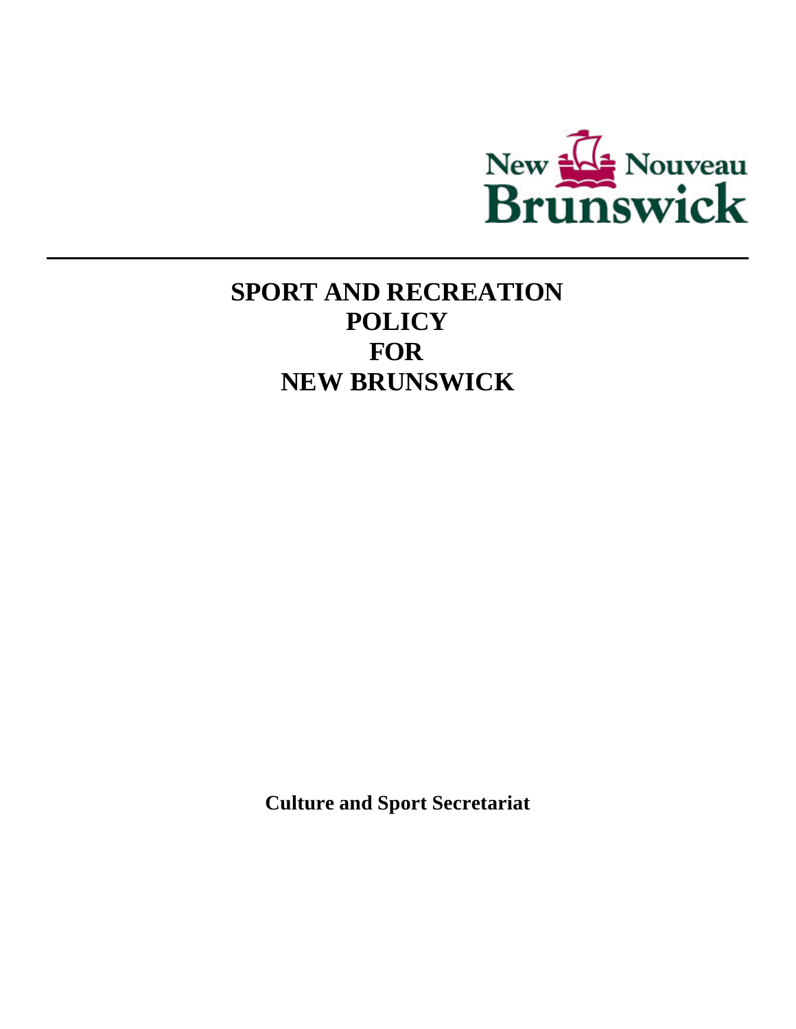New Nouveau Brunswick

# SPORT AND RECREATION POLICY FOR NEW BRUNSWICK

**Culture and Sport Secretariat**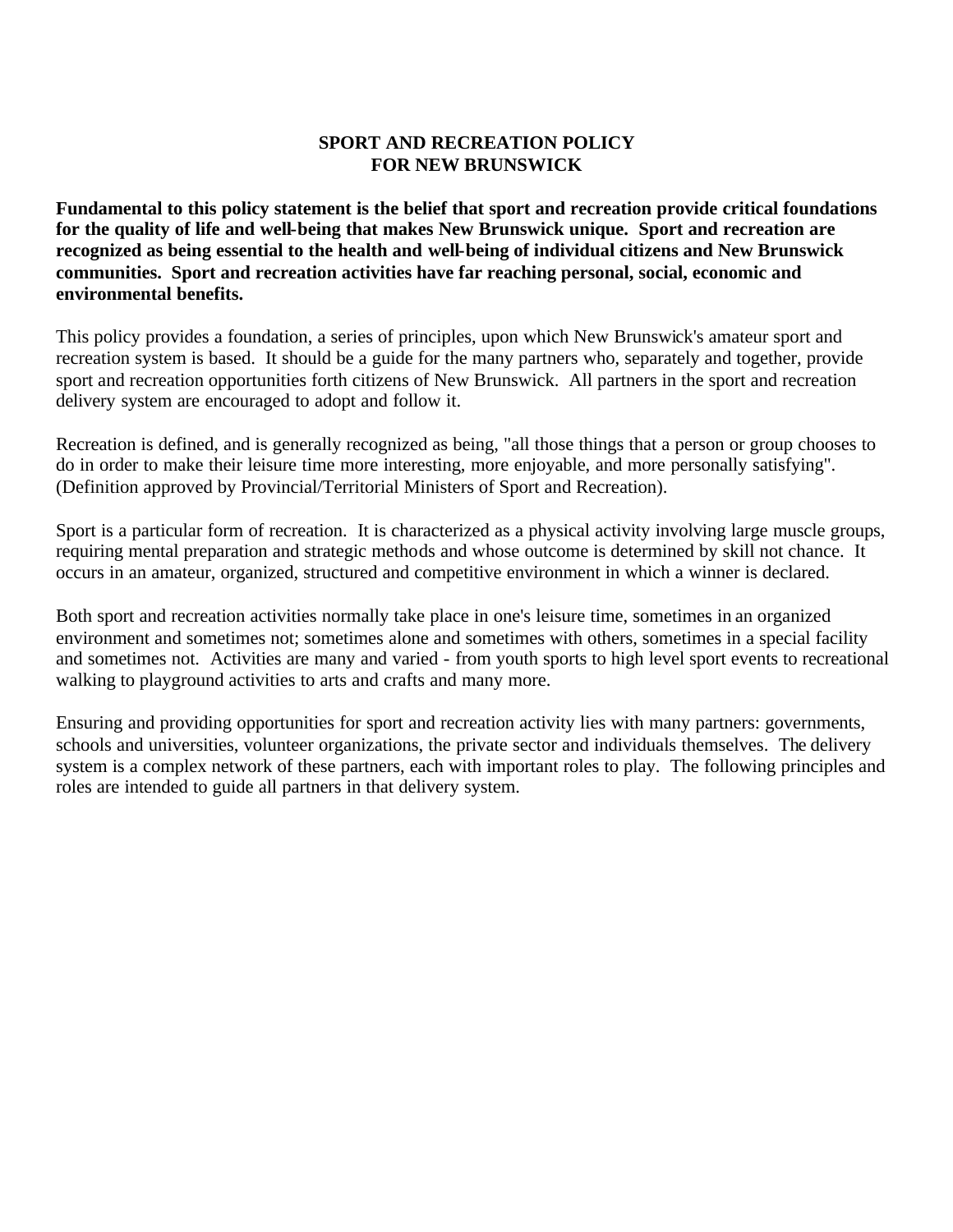# SPORT AND RECREATION POLICY FOR NEW BRUNSWICK

**Fundamental to this policy statement is the belief that sport and recreation provide critical foundations for the quality of life and well-being that makes New Brunswick unique. Sport and recreation are recognized as being essential to the health and well-being of individual citizens and New Brunswick communities. Sport and recreation activities have far reaching personal, social, economic and environmental benefits.**

This policy provides a foundation, a series of principles, upon which New Brunswick's amateur sport and recreation system is based. It should be a guide for the many partners who, separately and together, provide sport and recreation opportunities forth citizens of New Brunswick. All partners in the sport and recreation delivery system are encouraged to adopt and follow it.

Recreation is defined, and is generally recognized as being, "all those things that a person or group chooses to do in order to make their leisure time more interesting, more enjoyable, and more personally satisfying". (Definition approved by Provincial/Territorial Ministers of Sport and Recreation).

Sport is a particular form of recreation. It is characterized as a physical activity involving large muscle groups, requiring mental preparation and strategic methods and whose outcome is determined by skill not chance. It occurs in an amateur, organized, structured and competitive environment in which a winner is declared.

Both sport and recreation activities normally take place in one's leisure time, sometimes in an organized environment and sometimes not; sometimes alone and sometimes with others, sometimes in a special facility and sometimes not. Activities are many and varied - from youth sports to high level sport events to recreational walking to playground activities to arts and crafts and many more.

Ensuring and providing opportunities for sport and recreation activity lies with many partners: governments, schools and universities, volunteer organizations, the private sector and individuals themselves. The delivery system is a complex network of these partners, each with important roles to play. The following principles and roles are intended to guide all partners in that delivery system.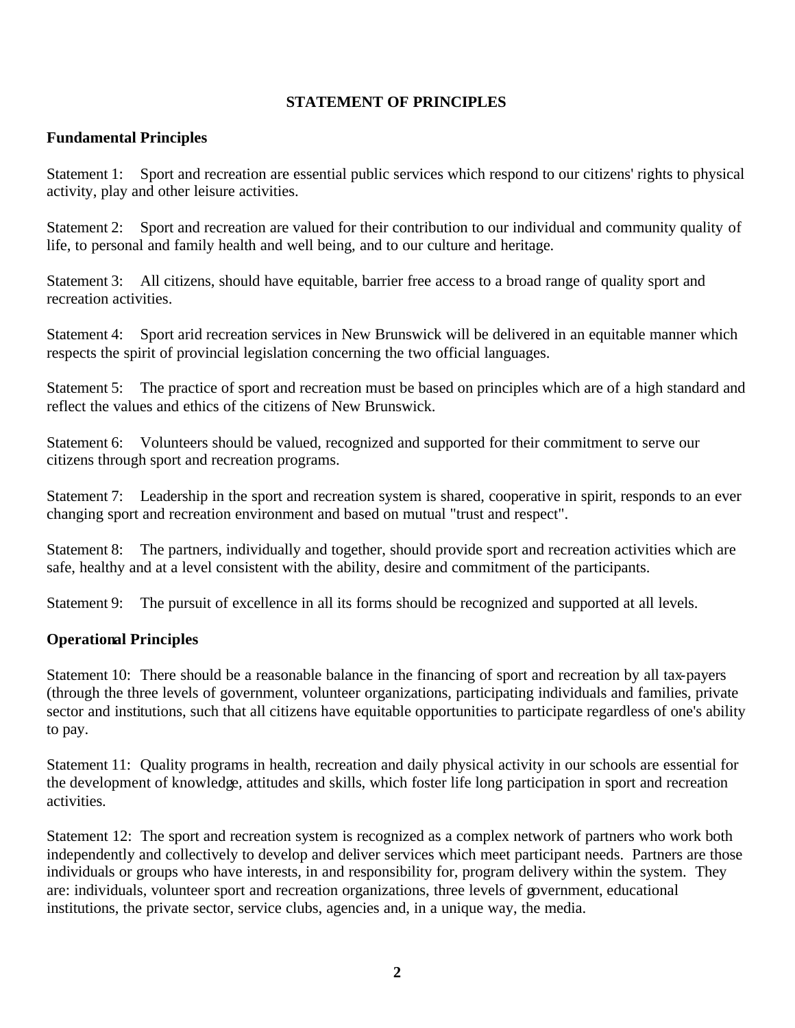# STATEMENT OF PRINCIPLES

## Fundamental Principles

Statement 1: Sport and recreation are essential public services which respond to our citizens' rights to physical activity, play and other leisure activities.

Statement 2: Sport and recreation are valued for their contribution to our individual and community quality of life, to personal and family health and well being, and to our culture and heritage.

Statement 3: All citizens, should have equitable, barrier free access to a broad range of quality sport and recreation activities.

Statement 4: Sport arid recreation services in New Brunswick will be delivered in an equitable manner which respects the spirit of provincial legislation concerning the two official languages.

Statement 5: The practice of sport and recreation must be based on principles which are of a high standard and reflect the values and ethics of the citizens of New Brunswick.

Statement 6: Volunteers should be valued, recognized and supported for their commitment to serve our citizens through sport and recreation programs.

Statement 7: Leadership in the sport and recreation system is shared, cooperative in spirit, responds to an ever changing sport and recreation environment and based on mutual "trust and respect".

Statement 8: The partners, individually and together, should provide sport and recreation activities which are safe, healthy and at a level consistent with the ability, desire and commitment of the participants.

Statement 9: The pursuit of excellence in all its forms should be recognized and supported at all levels.

## Operational Principles

Statement 10: There should be a reasonable balance in the financing of sport and recreation by all tax-payers (through the three levels of government, volunteer organizations, participating individuals and families, private sector and institutions, such that all citizens have equitable opportunities to participate regardless of one's ability to pay.

Statement 11: Quality programs in health, recreation and daily physical activity in our schools are essential for the development of knowledge, attitudes and skills, which foster life long participation in sport and recreation activities.

Statement 12: The sport and recreation system is recognized as a complex network of partners who work both independently and collectively to develop and deliver services which meet participant needs. Partners are those individuals or groups who have interests, in and responsibility for, program delivery within the system. They are: individuals, volunteer sport and recreation organizations, three levels of government, educational institutions, the private sector, service clubs, agencies and, in a unique way, the media.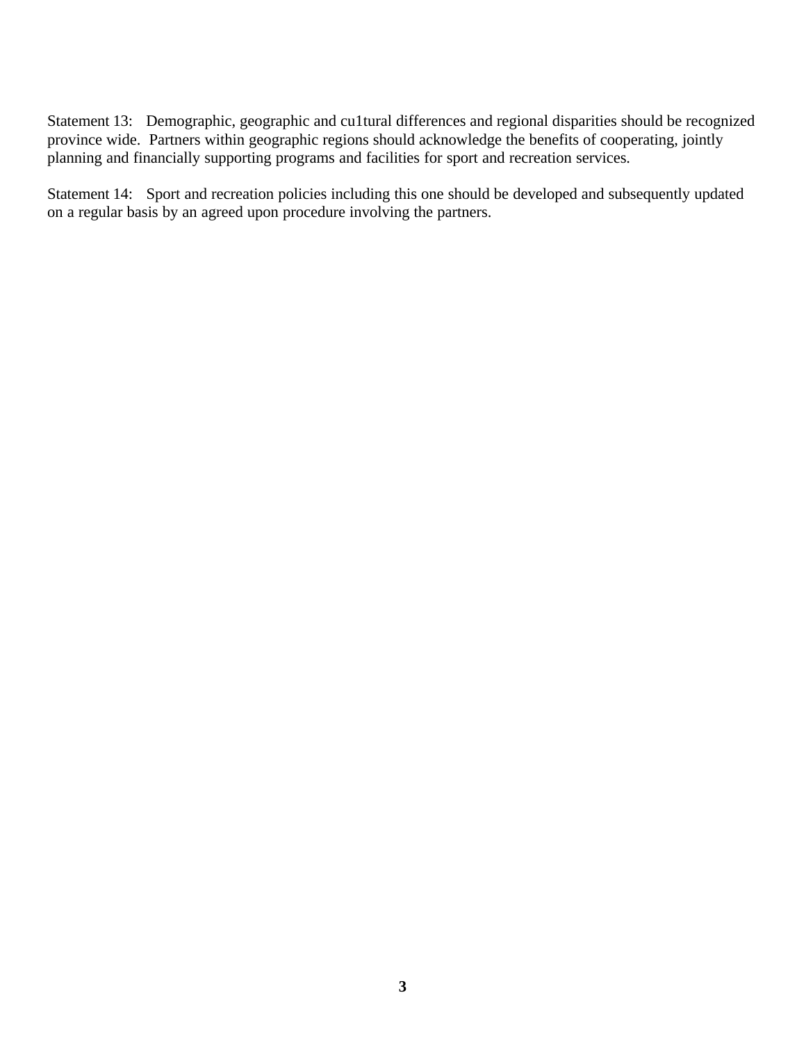Statement 13: Demographic, geographic and cu1tural differences and regional disparities should be recognized province wide. Partners within geographic regions should acknowledge the benefits of cooperating, jointly planning and financially supporting programs and facilities for sport and recreation services.

Statement 14: Sport and recreation policies including this one should be developed and subsequently updated on a regular basis by an agreed upon procedure involving the partners.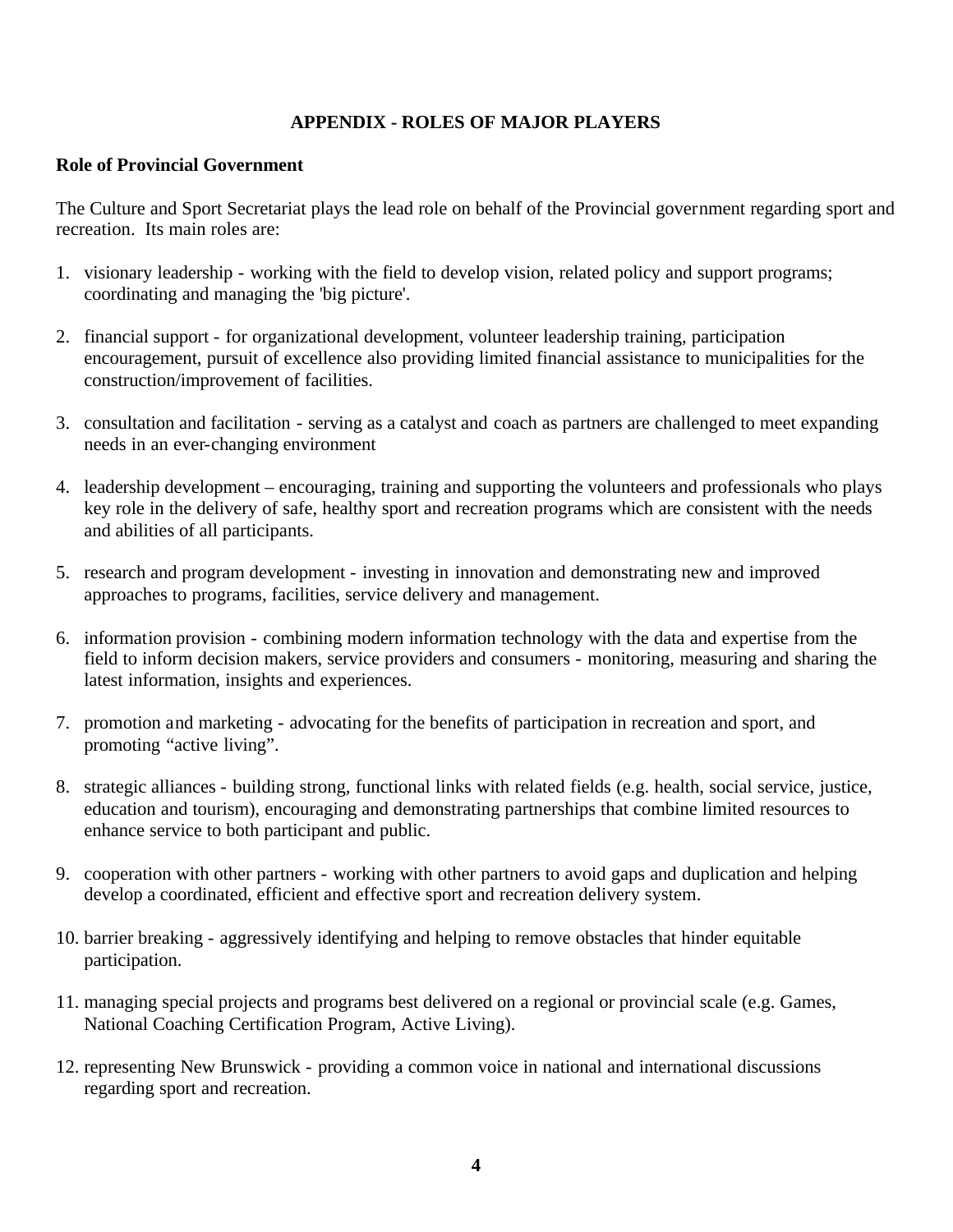## APPENDIX - ROLES OF MAJOR PLAYERS

### Role of Provincial Government

The Culture and Sport Secretariat plays the lead role on behalf of the Provincial government regarding sport and recreation. Its main roles are:

1. visionary leadership - working with the field to develop vision, related policy and support programs; coordinating and managing the 'big picture'.

2. financial support - for organizational development, volunteer leadership training, participation encouragement, pursuit of excellence also providing limited financial assistance to municipalities for the construction/improvement of facilities.

3. consultation and facilitation - serving as a catalyst and coach as partners are challenged to meet expanding needs in an ever-changing environment

4. leadership development – encouraging, training and supporting the volunteers and professionals who plays key role in the delivery of safe, healthy sport and recreation programs which are consistent with the needs and abilities of all participants.

5. research and program development - investing in innovation and demonstrating new and improved approaches to programs, facilities, service delivery and management.

6. information provision - combining modern information technology with the data and expertise from the field to inform decision makers, service providers and consumers - monitoring, measuring and sharing the latest information, insights and experiences.

7. promotion and marketing - advocating for the benefits of participation in recreation and sport, and promoting "active living".

8. strategic alliances - building strong, functional links with related fields (e.g. health, social service, justice, education and tourism), encouraging and demonstrating partnerships that combine limited resources to enhance service to both participant and public.

9. cooperation with other partners - working with other partners to avoid gaps and duplication and helping develop a coordinated, efficient and effective sport and recreation delivery system.

10. barrier breaking - aggressively identifying and helping to remove obstacles that hinder equitable participation.

11. managing special projects and programs best delivered on a regional or provincial scale (e.g. Games, National Coaching Certification Program, Active Living).

12. representing New Brunswick - providing a common voice in national and international discussions regarding sport and recreation.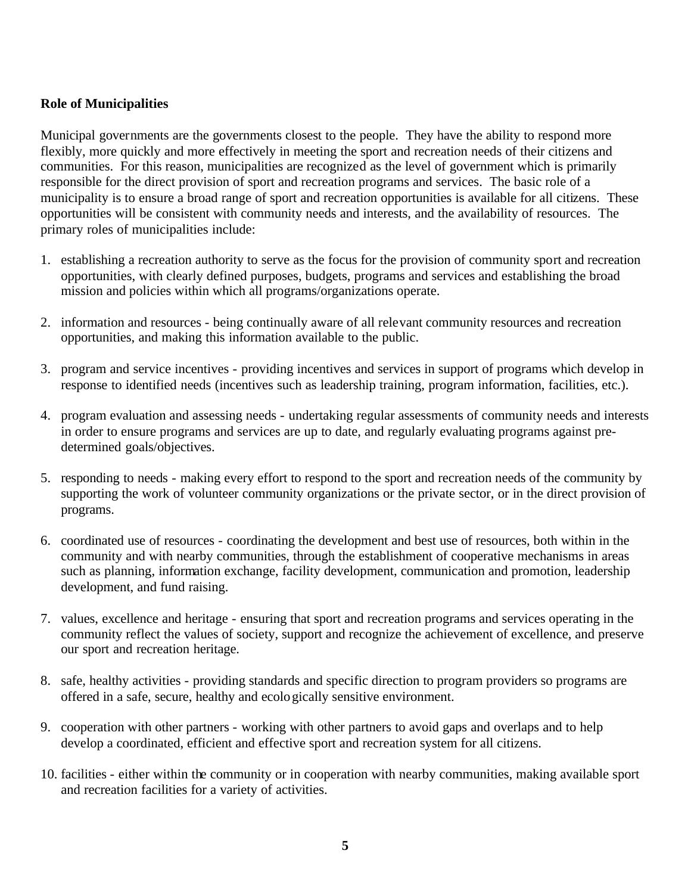**Role of Municipalities**

Municipal governments are the governments closest to the people. They have the ability to respond more flexibly, more quickly and more effectively in meeting the sport and recreation needs of their citizens and communities. For this reason, municipalities are recognized as the level of government which is primarily responsible for the direct provision of sport and recreation programs and services. The basic role of a municipality is to ensure a broad range of sport and recreation opportunities is available for all citizens. These opportunities will be consistent with community needs and interests, and the availability of resources. The primary roles of municipalities include:

1. establishing a recreation authority to serve as the focus for the provision of community sport and recreation opportunities, with clearly defined purposes, budgets, programs and services and establishing the broad mission and policies within which all programs/organizations operate.

2. information and resources - being continually aware of all relevant community resources and recreation opportunities, and making this information available to the public.

3. program and service incentives - providing incentives and services in support of programs which develop in response to identified needs (incentives such as leadership training, program information, facilities, etc.).

4. program evaluation and assessing needs - undertaking regular assessments of community needs and interests in order to ensure programs and services are up to date, and regularly evaluating programs against pre-determined goals/objectives.

5. responding to needs - making every effort to respond to the sport and recreation needs of the community by supporting the work of volunteer community organizations or the private sector, or in the direct provision of programs.

6. coordinated use of resources - coordinating the development and best use of resources, both within in the community and with nearby communities, through the establishment of cooperative mechanisms in areas such as planning, information exchange, facility development, communication and promotion, leadership development, and fund raising.

7. values, excellence and heritage - ensuring that sport and recreation programs and services operating in the community reflect the values of society, support and recognize the achievement of excellence, and preserve our sport and recreation heritage.

8. safe, healthy activities - providing standards and specific direction to program providers so programs are offered in a safe, secure, healthy and ecologically sensitive environment.

9. cooperation with other partners - working with other partners to avoid gaps and overlaps and to help develop a coordinated, efficient and effective sport and recreation system for all citizens.

10. facilities - either within the community or in cooperation with nearby communities, making available sport and recreation facilities for a variety of activities.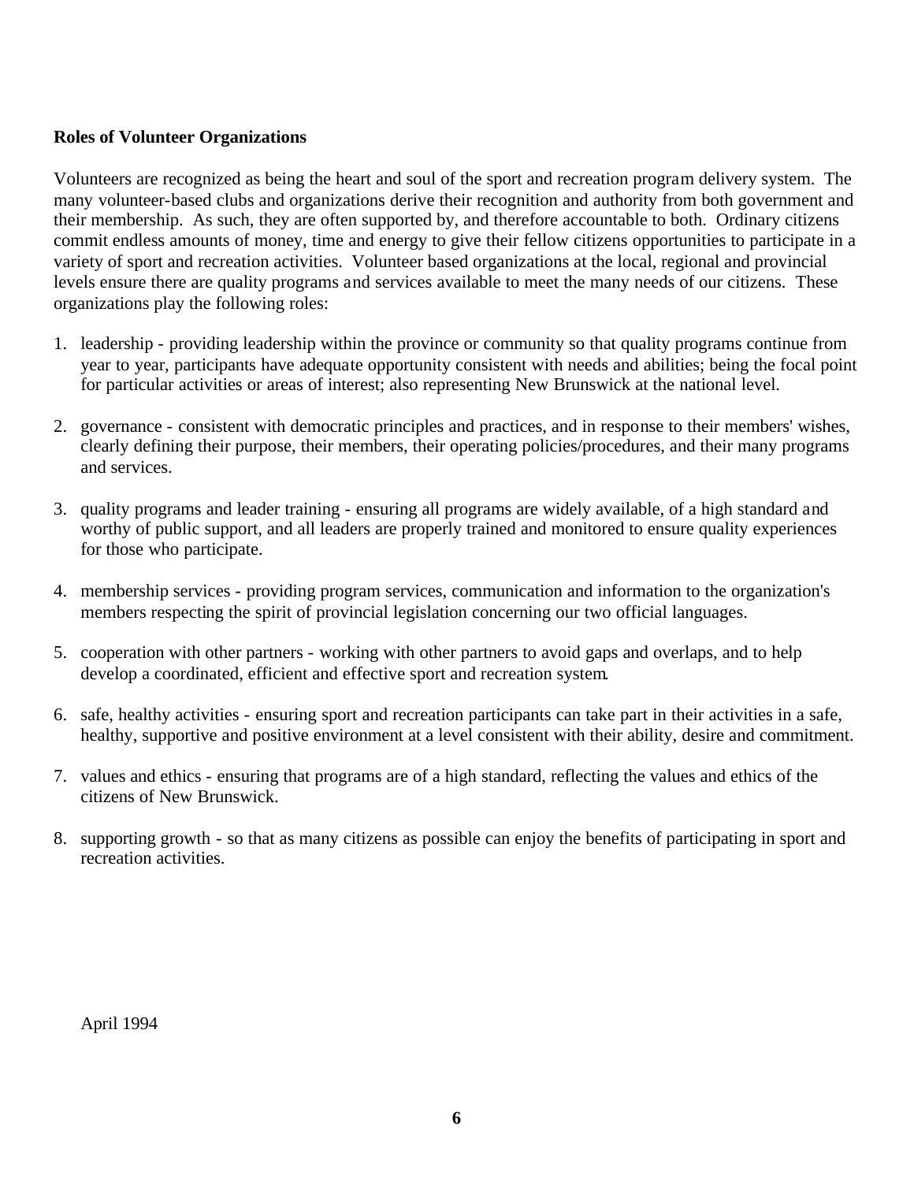**Roles of Volunteer Organizations**

Volunteers are recognized as being the heart and soul of the sport and recreation program delivery system. The many volunteer-based clubs and organizations derive their recognition and authority from both government and their membership. As such, they are often supported by, and therefore accountable to both. Ordinary citizens commit endless amounts of money, time and energy to give their fellow citizens opportunities to participate in a variety of sport and recreation activities. Volunteer based organizations at the local, regional and provincial levels ensure there are quality programs and services available to meet the many needs of our citizens. These organizations play the following roles:

1. leadership - providing leadership within the province or community so that quality programs continue from year to year, participants have adequate opportunity consistent with needs and abilities; being the focal point for particular activities or areas of interest; also representing New Brunswick at the national level.

2. governance - consistent with democratic principles and practices, and in response to their members' wishes, clearly defining their purpose, their members, their operating policies/procedures, and their many programs and services.

3. quality programs and leader training - ensuring all programs are widely available, of a high standard and worthy of public support, and all leaders are properly trained and monitored to ensure quality experiences for those who participate.

4. membership services - providing program services, communication and information to the organization's members respecting the spirit of provincial legislation concerning our two official languages.

5. cooperation with other partners - working with other partners to avoid gaps and overlaps, and to help develop a coordinated, efficient and effective sport and recreation system.

6. safe, healthy activities - ensuring sport and recreation participants can take part in their activities in a safe, healthy, supportive and positive environment at a level consistent with their ability, desire and commitment.

7. values and ethics - ensuring that programs are of a high standard, reflecting the values and ethics of the citizens of New Brunswick.

8. supporting growth - so that as many citizens as possible can enjoy the benefits of participating in sport and recreation activities.

April 1994